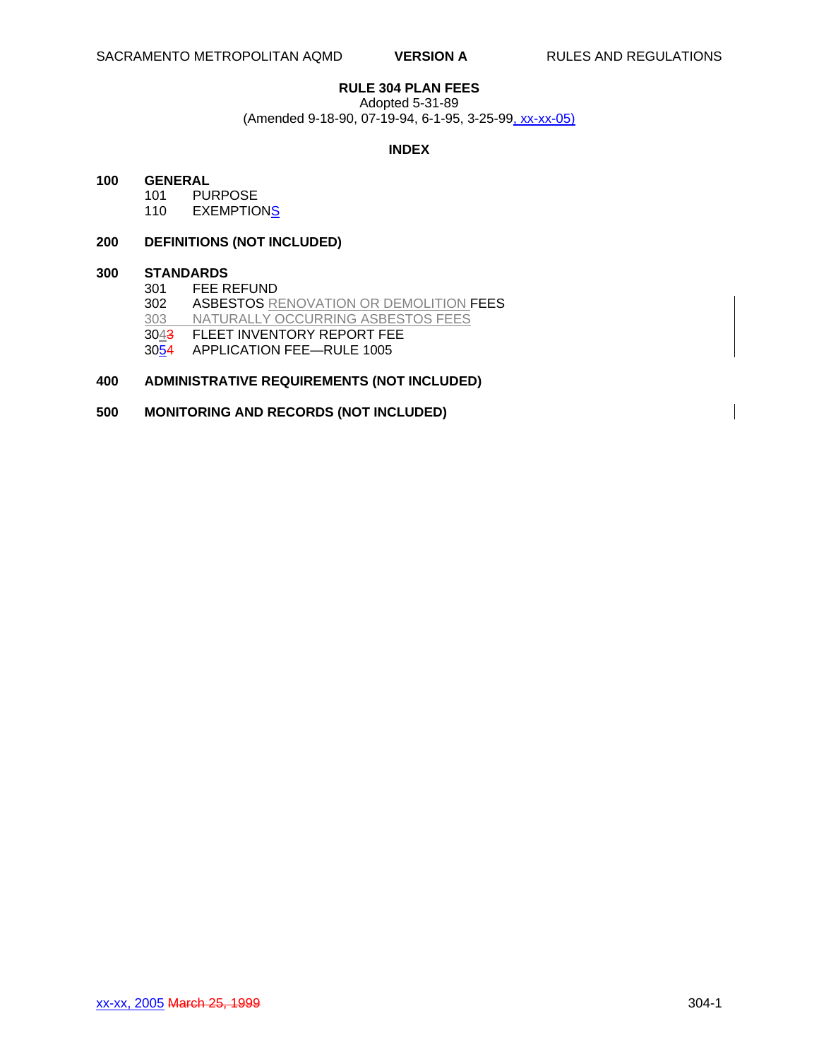# RULE 304 PLAN FEES

Adopted 5-31-89

(Amended 9-18-90, 07-19-94, 6-1-95, 3-25-99, xx-xx-05)

## INDEX

**100 GENERAL**

- 101 PURPOSE
- 110 EXEMPTIONS

**200 DEFINITIONS (NOT INCLUDED)**

**300 STANDARDS**

- 301 FEE REFUND
- 302 ASBESTOS RENOVATION OR DEMOLITION FEES
- 303 NATURALLY OCCURRING ASBESTOS FEES
- 3043 FLEET INVENTORY REPORT FEE
- 3054 APPLICATION FEE—RULE 1005

**400 ADMINISTRATIVE REQUIREMENTS (NOT INCLUDED)**

**500 MONITORING AND RECORDS (NOT INCLUDED)**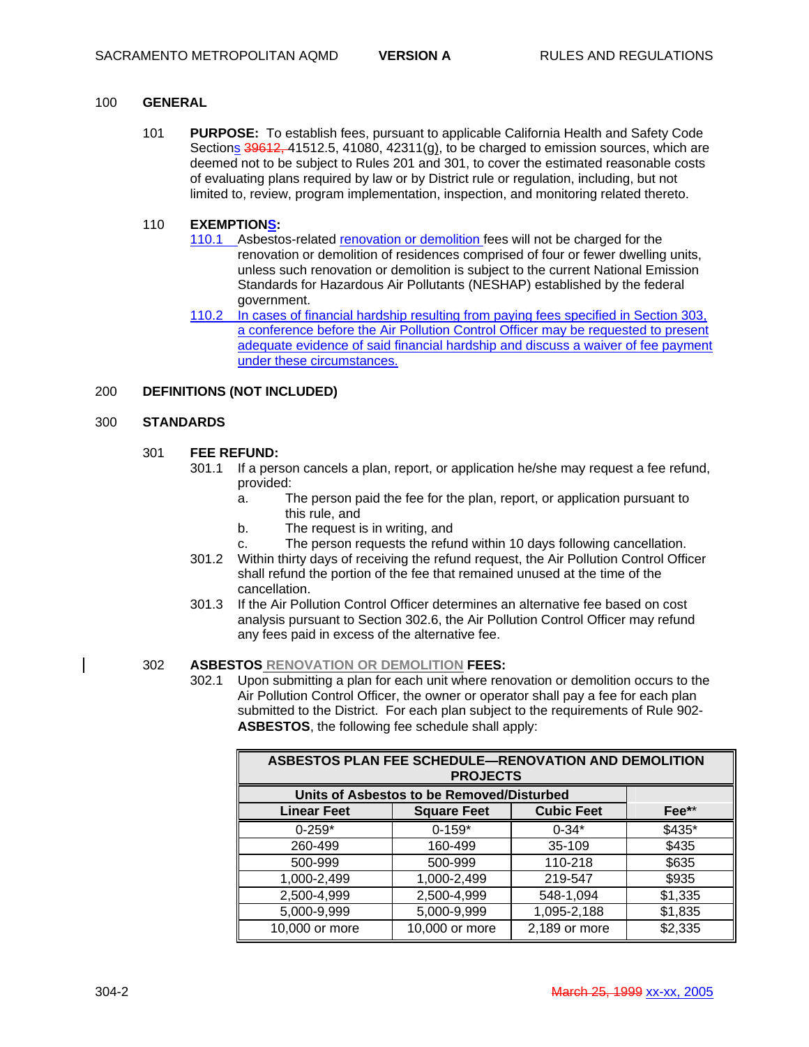## 100 GENERAL

**101 PURPOSE:** To establish fees, pursuant to applicable California Health and Safety Code Sections 39612, 41512.5, 41080, 42311(g), to be charged to emission sources, which are deemed not to be subject to Rules 201 and 301, to cover the estimated reasonable costs of evaluating plans required by law or by District rule or regulation, including, but not limited to, review, program implementation, inspection, and monitoring related thereto.

**110 EXEMPTIONS:**

110.1 Asbestos-related renovation or demolition fees will not be charged for the renovation or demolition of residences comprised of four or fewer dwelling units, unless such renovation or demolition is subject to the current National Emission Standards for Hazardous Air Pollutants (NESHAP) established by the federal government.

110.2 In cases of financial hardship resulting from paying fees specified in Section 303, a conference before the Air Pollution Control Officer may be requested to present adequate evidence of said financial hardship and discuss a waiver of fee payment under these circumstances.

## 200 DEFINITIONS (NOT INCLUDED)

## 300 STANDARDS

**301 FEE REFUND:**

301.1 If a person cancels a plan, report, or application he/she may request a fee refund, provided:

- a. The person paid the fee for the plan, report, or application pursuant to this rule, and
- b. The request is in writing, and
- c. The person requests the refund within 10 days following cancellation.

301.2 Within thirty days of receiving the refund request, the Air Pollution Control Officer shall refund the portion of the fee that remained unused at the time of the cancellation.

301.3 If the Air Pollution Control Officer determines an alternative fee based on cost analysis pursuant to Section 302.6, the Air Pollution Control Officer may refund any fees paid in excess of the alternative fee.

**302 ASBESTOS RENOVATION OR DEMOLITION FEES:**

302.1 Upon submitting a plan for each unit where renovation or demolition occurs to the Air Pollution Control Officer, the owner or operator shall pay a fee for each plan submitted to the District. For each plan subject to the requirements of Rule 902-**ASBESTOS**, the following fee schedule shall apply:

| ASBESTOS PLAN FEE SCHEDULE—RENOVATION AND DEMOLITION PROJECTS | | | |
|---|---|---|---|
| Units of Asbestos to be Removed/Disturbed | | | |
| Linear Feet | Square Feet | Cubic Feet | Fee** |
| 0-259* | 0-159* | 0-34* | $435* |
| 260-499 | 160-499 | 35-109 | $435 |
| 500-999 | 500-999 | 110-218 | $635 |
| 1,000-2,499 | 1,000-2,499 | 219-547 | $935 |
| 2,500-4,999 | 2,500-4,999 | 548-1,094 | $1,335 |
| 5,000-9,999 | 5,000-9,999 | 1,095-2,188 | $1,835 |
| 10,000 or more | 10,000 or more | 2,189 or more | $2,335 |

March 25, 1999 xx-xx, 2005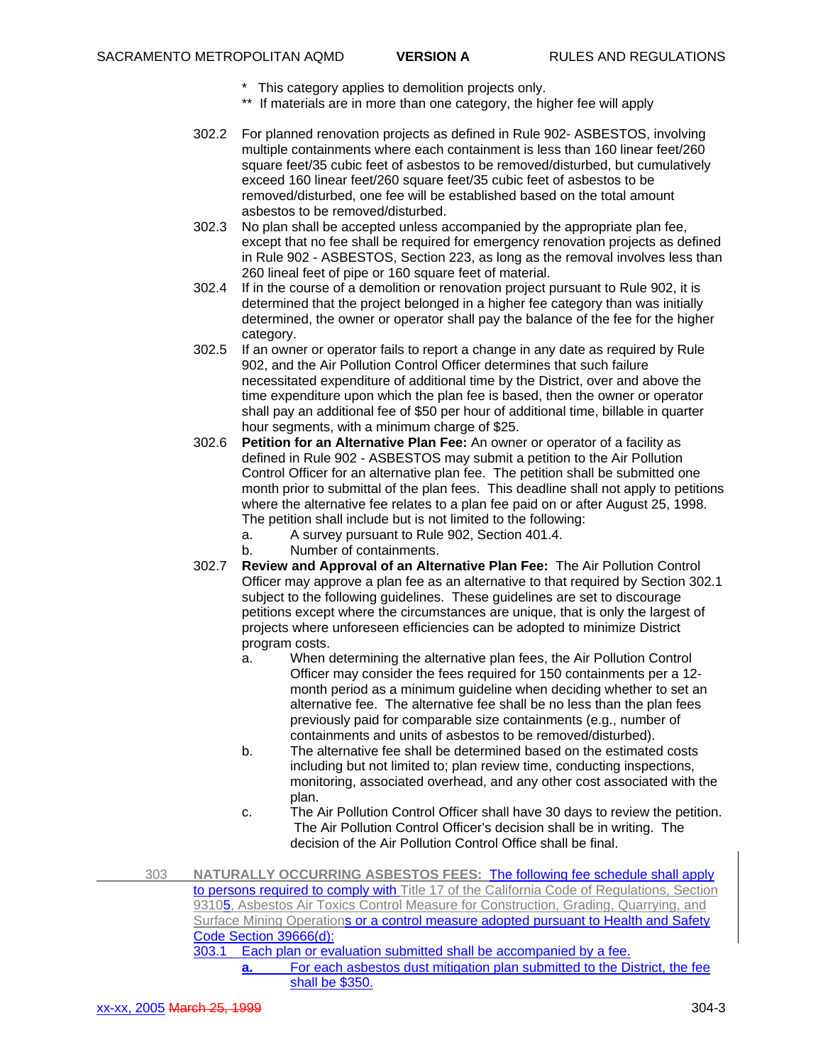\* This category applies to demolition projects only.
\*\* If materials are in more than one category, the higher fee will apply

302.2 For planned renovation projects as defined in Rule 902- ASBESTOS, involving multiple containments where each containment is less than 160 linear feet/260 square feet/35 cubic feet of asbestos to be removed/disturbed, but cumulatively exceed 160 linear feet/260 square feet/35 cubic feet of asbestos to be removed/disturbed, one fee will be established based on the total amount asbestos to be removed/disturbed.

302.3 No plan shall be accepted unless accompanied by the appropriate plan fee, except that no fee shall be required for emergency renovation projects as defined in Rule 902 - ASBESTOS, Section 223, as long as the removal involves less than 260 lineal feet of pipe or 160 square feet of material.

302.4 If in the course of a demolition or renovation project pursuant to Rule 902, it is determined that the project belonged in a higher fee category than was initially determined, the owner or operator shall pay the balance of the fee for the higher category.

302.5 If an owner or operator fails to report a change in any date as required by Rule 902, and the Air Pollution Control Officer determines that such failure necessitated expenditure of additional time by the District, over and above the time expenditure upon which the plan fee is based, then the owner or operator shall pay an additional fee of $50 per hour of additional time, billable in quarter hour segments, with a minimum charge of $25.

302.6 **Petition for an Alternative Plan Fee:** An owner or operator of a facility as defined in Rule 902 - ASBESTOS may submit a petition to the Air Pollution Control Officer for an alternative plan fee. The petition shall be submitted one month prior to submittal of the plan fees. This deadline shall not apply to petitions where the alternative fee relates to a plan fee paid on or after August 25, 1998. The petition shall include but is not limited to the following:

a. A survey pursuant to Rule 902, Section 401.4.

b. Number of containments.

302.7 **Review and Approval of an Alternative Plan Fee:** The Air Pollution Control Officer may approve a plan fee as an alternative to that required by Section 302.1 subject to the following guidelines. These guidelines are set to discourage petitions except where the circumstances are unique, that is only the largest of projects where unforeseen efficiencies can be adopted to minimize District program costs.

a. When determining the alternative plan fees, the Air Pollution Control Officer may consider the fees required for 150 containments per a 12-month period as a minimum guideline when deciding whether to set an alternative fee. The alternative fee shall be no less than the plan fees previously paid for comparable size containments (e.g., number of containments and units of asbestos to be removed/disturbed).

b. The alternative fee shall be determined based on the estimated costs including but not limited to; plan review time, conducting inspections, monitoring, associated overhead, and any other cost associated with the plan.

c. The Air Pollution Control Officer shall have 30 days to review the petition. The Air Pollution Control Officer's decision shall be in writing. The decision of the Air Pollution Control Office shall be final.

303 **NATURALLY OCCURRING ASBESTOS FEES:** The following fee schedule shall apply to persons required to comply with Title 17 of the California Code of Regulations, Section 93105, Asbestos Air Toxics Control Measure for Construction, Grading, Quarrying, and Surface Mining Operations or a control measure adopted pursuant to Health and Safety Code Section 39666(d):

303.1 Each plan or evaluation submitted shall be accompanied by a fee.

**a.** For each asbestos dust mitigation plan submitted to the District, the fee shall be $350.

xx-xx, 2005 ~~March 25, 1999~~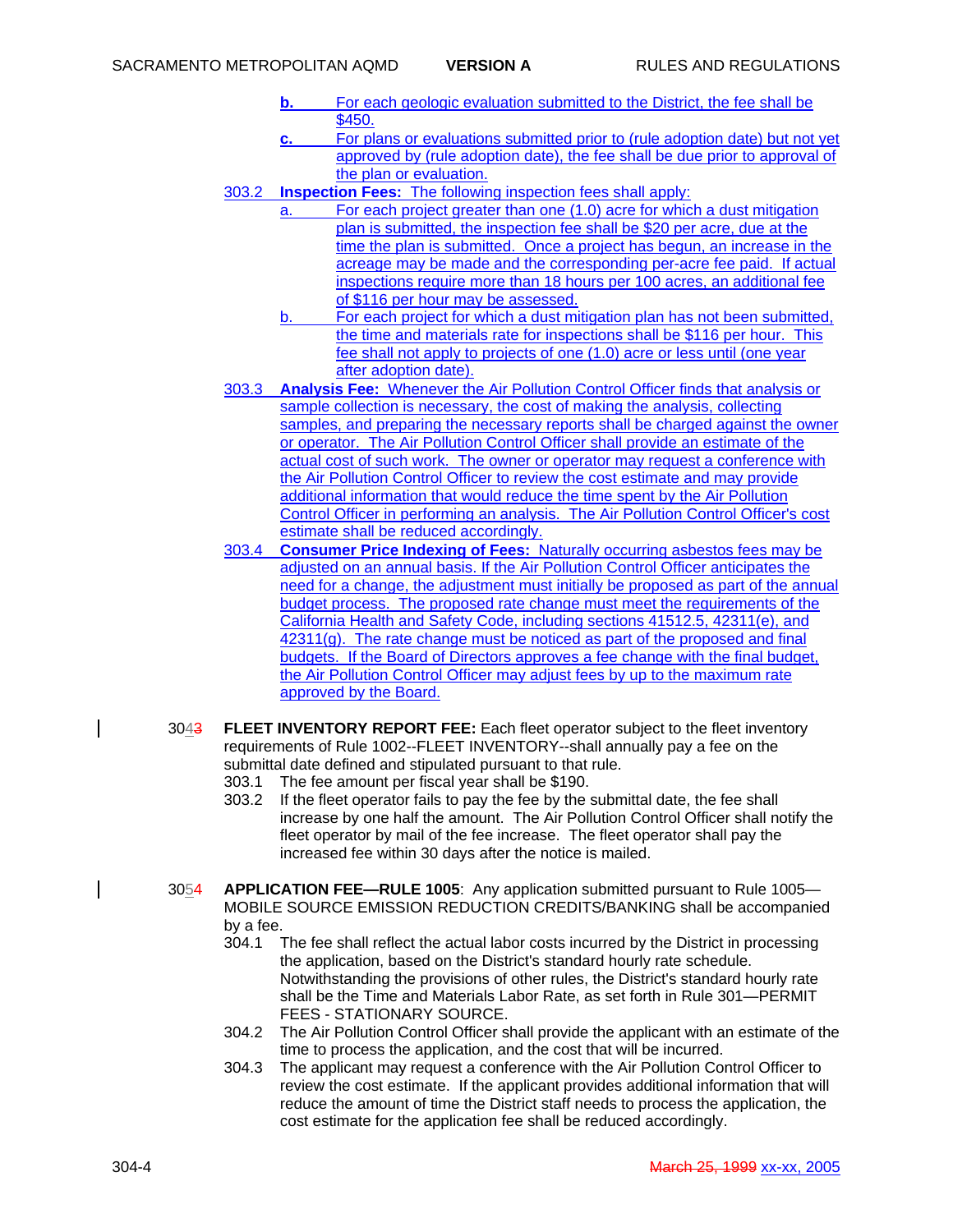**b.** For each geologic evaluation submitted to the District, the fee shall be $450.

**c.** For plans or evaluations submitted prior to (rule adoption date) but not yet approved by (rule adoption date), the fee shall be due prior to approval of the plan or evaluation.

303.2 **Inspection Fees:** The following inspection fees shall apply:

a. For each project greater than one (1.0) acre for which a dust mitigation plan is submitted, the inspection fee shall be $20 per acre, due at the time the plan is submitted. Once a project has begun, an increase in the acreage may be made and the corresponding per-acre fee paid. If actual inspections require more than 18 hours per 100 acres, an additional fee of $116 per hour may be assessed.

b. For each project for which a dust mitigation plan has not been submitted, the time and materials rate for inspections shall be $116 per hour. This fee shall not apply to projects of one (1.0) acre or less until (one year after adoption date).

303.3 **Analysis Fee:** Whenever the Air Pollution Control Officer finds that analysis or sample collection is necessary, the cost of making the analysis, collecting samples, and preparing the necessary reports shall be charged against the owner or operator. The Air Pollution Control Officer shall provide an estimate of the actual cost of such work. The owner or operator may request a conference with the Air Pollution Control Officer to review the cost estimate and may provide additional information that would reduce the time spent by the Air Pollution Control Officer in performing an analysis. The Air Pollution Control Officer's cost estimate shall be reduced accordingly.

303.4 **Consumer Price Indexing of Fees:** Naturally occurring asbestos fees may be adjusted on an annual basis. If the Air Pollution Control Officer anticipates the need for a change, the adjustment must initially be proposed as part of the annual budget process. The proposed rate change must meet the requirements of the California Health and Safety Code, including sections 41512.5, 42311(e), and 42311(g). The rate change must be noticed as part of the proposed and final budgets. If the Board of Directors approves a fee change with the final budget, the Air Pollution Control Officer may adjust fees by up to the maximum rate approved by the Board.

3043 **FLEET INVENTORY REPORT FEE:** Each fleet operator subject to the fleet inventory requirements of Rule 1002--FLEET INVENTORY--shall annually pay a fee on the submittal date defined and stipulated pursuant to that rule.

303.1 The fee amount per fiscal year shall be $190.

303.2 If the fleet operator fails to pay the fee by the submittal date, the fee shall increase by one half the amount. The Air Pollution Control Officer shall notify the fleet operator by mail of the fee increase. The fleet operator shall pay the increased fee within 30 days after the notice is mailed.

3054 **APPLICATION FEE—RULE 1005**: Any application submitted pursuant to Rule 1005—MOBILE SOURCE EMISSION REDUCTION CREDITS/BANKING shall be accompanied by a fee.

304.1 The fee shall reflect the actual labor costs incurred by the District in processing the application, based on the District's standard hourly rate schedule. Notwithstanding the provisions of other rules, the District's standard hourly rate shall be the Time and Materials Labor Rate, as set forth in Rule 301—PERMIT FEES - STATIONARY SOURCE.

304.2 The Air Pollution Control Officer shall provide the applicant with an estimate of the time to process the application, and the cost that will be incurred.

304.3 The applicant may request a conference with the Air Pollution Control Officer to review the cost estimate. If the applicant provides additional information that will reduce the amount of time the District staff needs to process the application, the cost estimate for the application fee shall be reduced accordingly.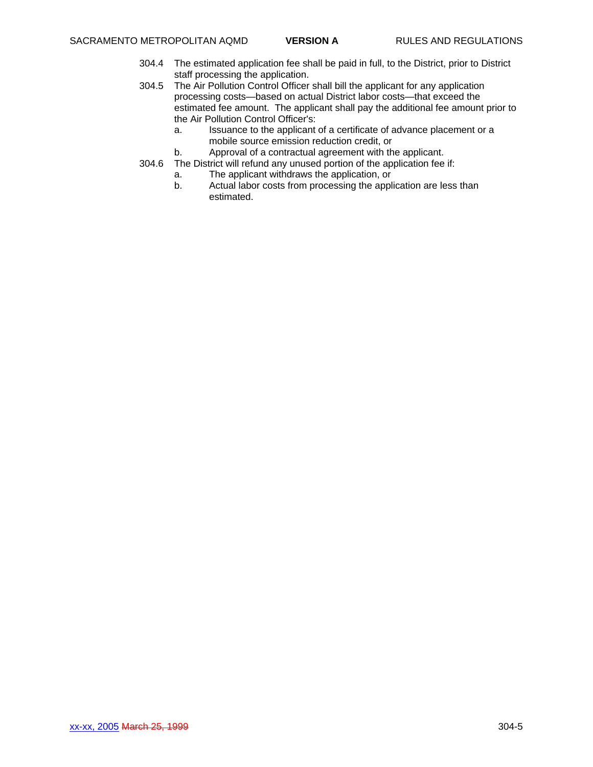304.4 The estimated application fee shall be paid in full, to the District, prior to District staff processing the application.

304.5 The Air Pollution Control Officer shall bill the applicant for any application processing costs—based on actual District labor costs—that exceed the estimated fee amount. The applicant shall pay the additional fee amount prior to the Air Pollution Control Officer's:

a. Issuance to the applicant of a certificate of advance placement or a mobile source emission reduction credit, or

b. Approval of a contractual agreement with the applicant.

304.6 The District will refund any unused portion of the application fee if:

a. The applicant withdraws the application, or

b. Actual labor costs from processing the application are less than estimated.